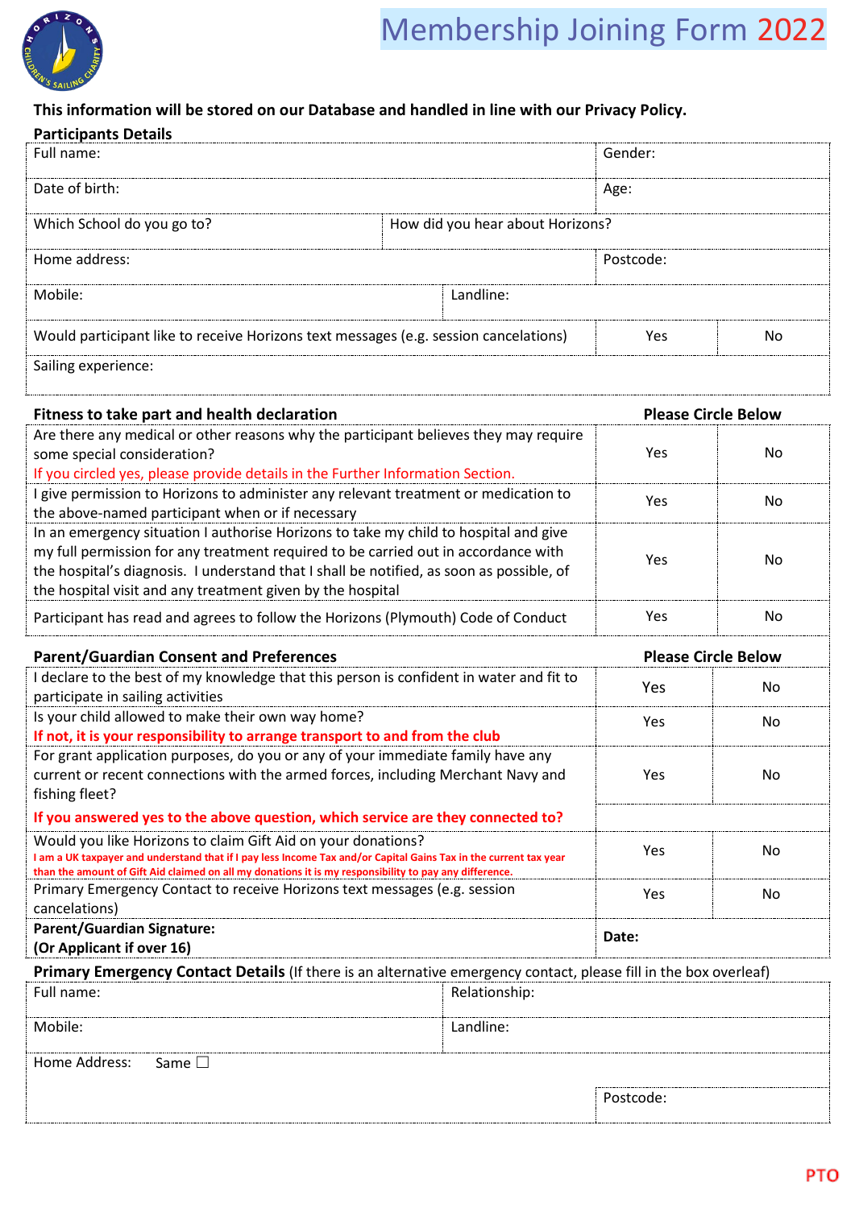# Membership Joining Form 2022

**This information will be stored on our Database and handled in line with our Privacy Policy.**

**Participants Details**

| Full name: | | Gender: |
|---|---|---|
| Date of birth: | | Age: |
| Which School do you go to? | How did you hear about Horizons? | |
| Home address: | | Postcode: |
| Mobile: | Landline: | |

| Would participant like to receive Horizons text messages (e.g. session cancelations) | Yes | No |
|---|---|---|
| Sailing experience: | | |

| **Fitness to take part and health declaration** | **Please Circle Below** | |
|---|---|---|
| Are there any medical or other reasons why the participant believes they may require some special consideration? If you circled yes, please provide details in the Further Information Section. | Yes | No |
| I give permission to Horizons to administer any relevant treatment or medication to the above-named participant when or if necessary | Yes | No |
| In an emergency situation I authorise Horizons to take my child to hospital and give my full permission for any treatment required to be carried out in accordance with the hospital's diagnosis. I understand that I shall be notified, as soon as possible, of the hospital visit and any treatment given by the hospital | Yes | No |
| Participant has read and agrees to follow the Horizons (Plymouth) Code of Conduct | Yes | No |

| **Parent/Guardian Consent and Preferences** | **Please Circle Below** | |
|---|---|---|
| I declare to the best of my knowledge that this person is confident in water and fit to participate in sailing activities | Yes | No |
| Is your child allowed to make their own way home? **If not, it is your responsibility to arrange transport to and from the club** | Yes | No |
| For grant application purposes, do you or any of your immediate family have any current or recent connections with the armed forces, including Merchant Navy and fishing fleet? | Yes | No |
| **If you answered yes to the above question, which service are they connected to?** | | |
| Would you like Horizons to claim Gift Aid on your donations? **I am a UK taxpayer and understand that if I pay less Income Tax and/or Capital Gains Tax in the current tax year than the amount of Gift Aid claimed on all my donations it is my responsibility to pay any difference.** | Yes | No |
| Primary Emergency Contact to receive Horizons text messages (e.g. session cancelations) | Yes | No |
| **Parent/Guardian Signature:** **(Or Applicant if over 16)** | **Date:** | |

**Primary Emergency Contact Details** (If there is an alternative emergency contact, please fill in the box overleaf)

| Full name: | Relationship: |
|---|---|
| Mobile: | Landline: |
| Home Address: Same ☐ | |
| | Postcode: |

PTO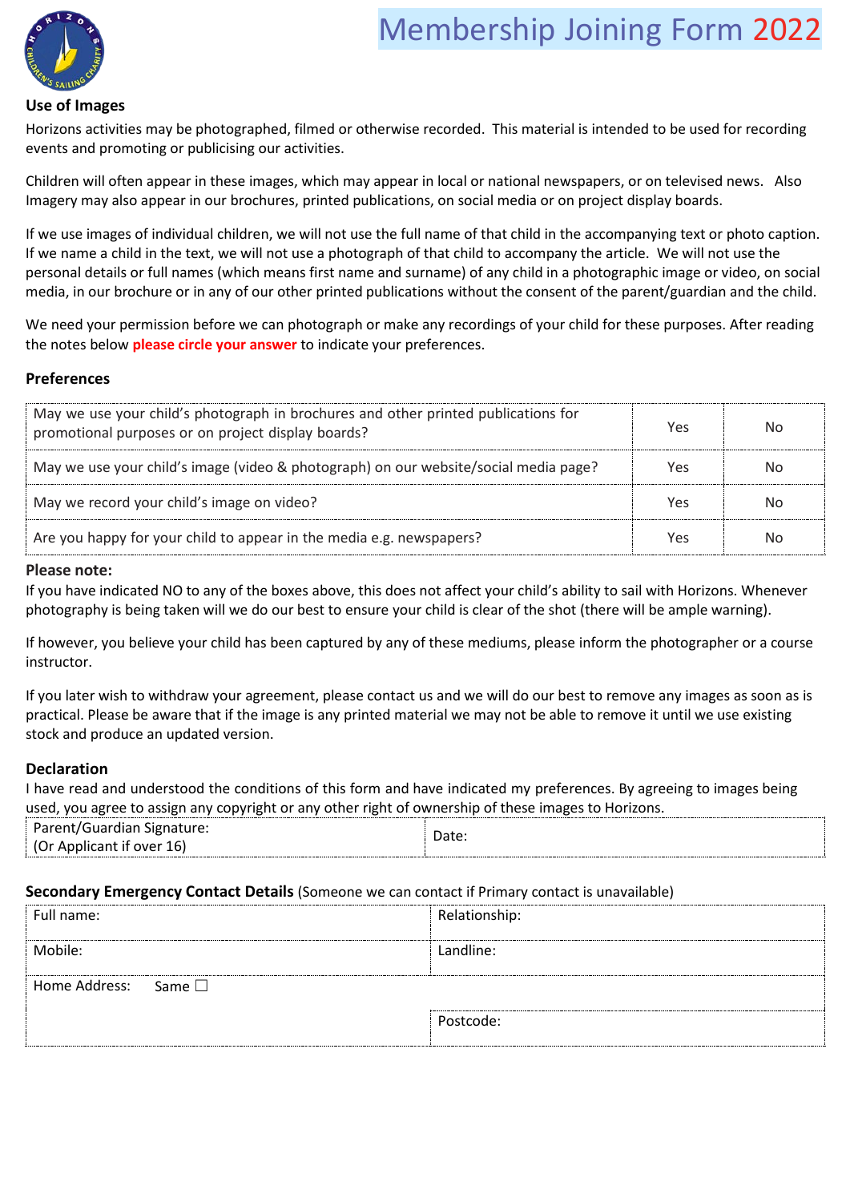# Membership Joining Form 2022

### Use of Images

Horizons activities may be photographed, filmed or otherwise recorded. This material is intended to be used for recording events and promoting or publicising our activities.

Children will often appear in these images, which may appear in local or national newspapers, or on televised news. Also Imagery may also appear in our brochures, printed publications, on social media or on project display boards.

If we use images of individual children, we will not use the full name of that child in the accompanying text or photo caption. If we name a child in the text, we will not use a photograph of that child to accompany the article. We will not use the personal details or full names (which means first name and surname) of any child in a photographic image or video, on social media, in our brochure or in any of our other printed publications without the consent of the parent/guardian and the child.

We need your permission before we can photograph or make any recordings of your child for these purposes. After reading the notes below **please circle your answer** to indicate your preferences.

### Preferences

| | | |
|---|---|---|
| May we use your child's photograph in brochures and other printed publications for promotional purposes or on project display boards? | Yes | No |
| May we use your child's image (video & photograph) on our website/social media page? | Yes | No |
| May we record your child's image on video? | Yes | No |
| Are you happy for your child to appear in the media e.g. newspapers? | Yes | No |

**Please note:**

If you have indicated NO to any of the boxes above, this does not affect your child's ability to sail with Horizons. Whenever photography is being taken will we do our best to ensure your child is clear of the shot (there will be ample warning).

If however, you believe your child has been captured by any of these mediums, please inform the photographer or a course instructor.

If you later wish to withdraw your agreement, please contact us and we will do our best to remove any images as soon as is practical. Please be aware that if the image is any printed material we may not be able to remove it until we use existing stock and produce an updated version.

### Declaration

I have read and understood the conditions of this form and have indicated my preferences. By agreeing to images being used, you agree to assign any copyright or any other right of ownership of these images to Horizons.

| | |
|---|---|
| Parent/Guardian Signature: (Or Applicant if over 16) | Date: |

**Secondary Emergency Contact Details** (Someone we can contact if Primary contact is unavailable)

| | |
|---|---|
| Full name: | Relationship: |
| Mobile: | Landline: |
| Home Address: Same ☐ | |
| | Postcode: |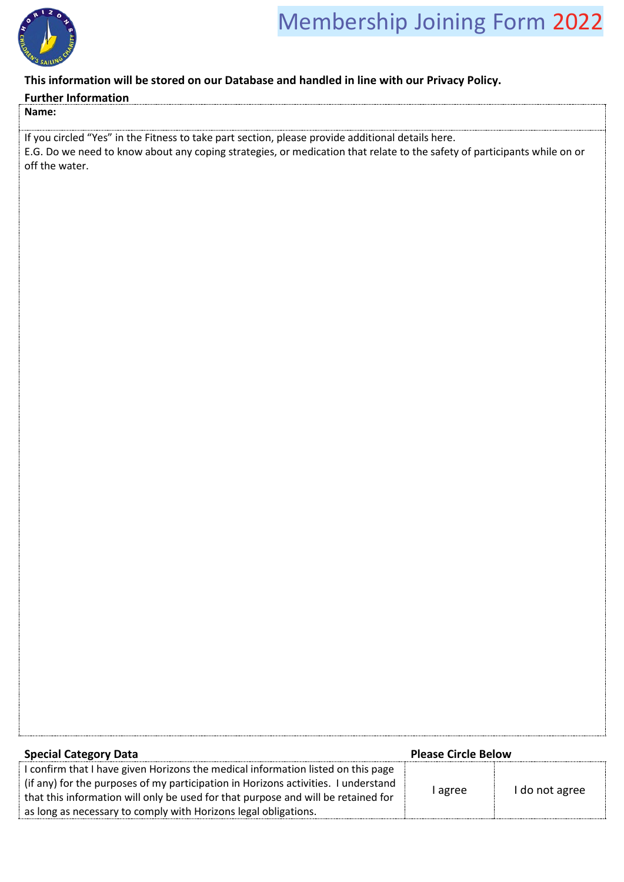# Membership Joining Form 2022

**This information will be stored on our Database and handled in line with our Privacy Policy.**

**Further Information**

**Name:**

If you circled "Yes" in the Fitness to take part section, please provide additional details here.
E.G. Do we need to know about any coping strategies, or medication that relate to the safety of participants while on or off the water.

| Special Category Data | Please Circle Below | |
|---|---|---|
| I confirm that I have given Horizons the medical information listed on this page (if any) for the purposes of my participation in Horizons activities. I understand that this information will only be used for that purpose and will be retained for as long as necessary to comply with Horizons legal obligations. | I agree | I do not agree |